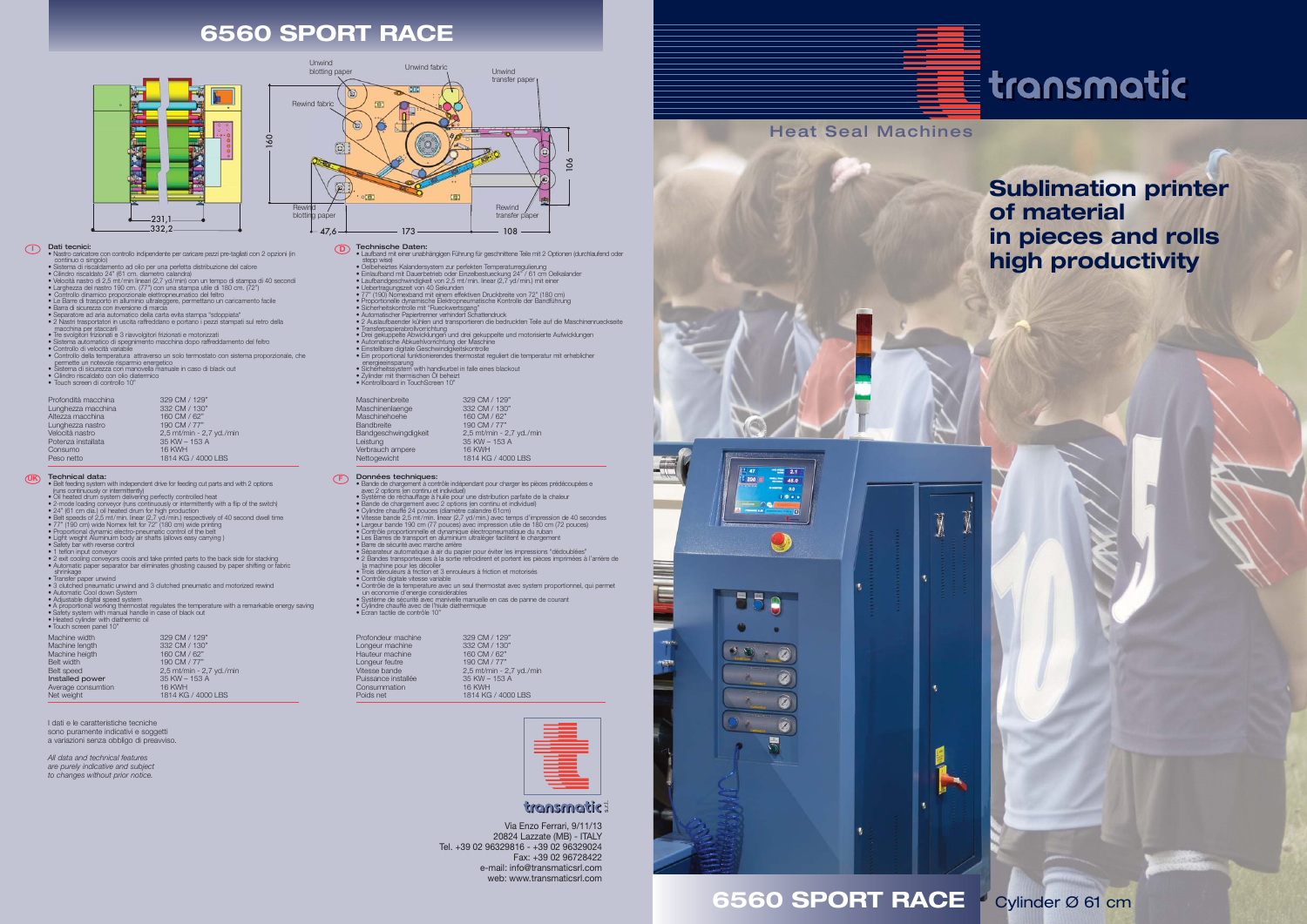# 6560 SPORT RACE

Unwind blotting paper | Unwind fabric | Unwind transfer paper | Rewind fabric | Rewind blotting paper | Rewind transfer paper

231,1 | 332,2 | 160 | 47,6 | 173 | 108 | 106

### I — Dati tecnici:

- Nastro caricatore con controllo indipendente per caricare pezzi pre-tagliati con 2 opzioni (in continuo o singolo)
- Sistema di riscaldamento ad olio per una perfetta distribuzione del calore
- Cilindro riscaldato 24" (61 cm. diametro calandra)
- Velocità nastro di 2,5 mt/min lineari (2,7 yd/min) con un tempo di stampa di 40 secondi
- Larghezza del nastro 190 cm. (77") con una stampa utile di 180 cm. (72")
- Controllo dinamico proporzionale elettropneumatico del feltro
- Le Barre di trasporto in alluminio ultraleggere, permettano un caricamento facile
- Barra di sicurezza con inversione di marcia
- Separatore ad aria automatico della carta evita stampa "sdoppiata"
- 2 Nastri trasportatori in uscita raffreddano e portano i pezzi stampati sul retro della macchina per staccarli
- Tre svolgitori frizionati e 3 riavvolgitori frizionati e motorizzati
- Sistema automatico di spegnimento macchina dopo raffreddamento del feltro
- Controllo di velocità variabile
- Controllo della temperatura attraverso un solo termostato con sistema proporzionale, che permette un notevole risparmio energetico
- Sistema di sicurezza con manovella manuale in caso di black out
- Cilindro riscaldato con olio diatermico
- Touch screen di controllo 10"

| | |
|---|---|
| Profondità macchina | 329 CM / 129" |
| Lunghezza macchina | 332 CM / 130" |
| Altezza macchina | 160 CM / 62" |
| Lunghezza nastro | 190 CM / 77" |
| Velocità nastro | 2,5 mt/min - 2,7 yd./min |
| Potenza installata | 35 KW – 153 A |
| Consumo | 16 KWH |
| Peso netto | 1814 KG / 4000 LBS |

### D — Technische Daten:

- Laufband mit einer unabhängigen Führung für geschnittene Teile mit 2 Optionen (durchlaufend oder stepp wise)
- Ölbeheiztes Kalandersystem zur perfekten Temperaturregulierung
- Einlaufband mit Dauerbetrieb oder Einzelbestueckung 24" / 61 cm Ölkalander
- Laufbandgeschwindigkeit von 2,5 mt/min. linear (2,7 yd/min.) mit einer
- Uebertragungszeit von 40 Sekunden
- 77" (190) Nomexband mit einem effektiven Druckbreite von 72" (180 cm)
- Proportionelle dynamische Elektropneumatische Kontrolle der Bandführung
- Sicherheitskontrolle mit "Rueckwertsgang"
- Automatischer Papiertrenner verhindert Schattendruck
- 2 Auslaufbaender kühlen und transportieren die bedruckten Teile auf die Maschinenrueckseite
- Transferpapierabrollvorrichtung
- Drei gekuppelte Abwicklungen und drei gekuppelte und motorisierte Aufwicklungen
- Automatische Abkuehlvorrichtung der Maschine
- Einstellbare digitale Geschwindigkeitskontrolle
- Ein proportional funktionierendes thermostat reguliert die temperatur mit erheblicher energieeinsparung
- Sicherheitssystem with handkurbel in falle eines blackout
- Zylinder mit thermischen Öl beheizt
- Kontrollboard in TouchScreen 10"

| | |
|---|---|
| Maschinenbreite | 329 CM / 129" |
| Maschinenlaenge | 332 CM / 130" |
| Maschinenhoehe | 160 CM / 62" |
| Bandbreite | 190 CM / 77" |
| Bandgeschwindigkeit | 2,5 mt/min - 2,7 yd./min |
| Leistung | 35 KW – 153 A |
| Verbrauch ampere | 16 KWH |
| Nettogewicht | 1814 KG / 4000 LBS |

### UK — Technical data:

- Belt feeding system with independent drive for feeding cut parts and with 2 options (runs continuously or intermittently)
- Oil heated drum system delivering perfectly controlled heat
- 2-mode loading conveyor (runs continuously or intermittently with a flip of the switch)
- 24" (61 cm dia.) oil heated drum for high production
- Belt speeds of 2,5 mt/min. linear (2,7 yd/min.) respectively of 40 second dwell time
- 77" (190 cm) wide Nomex felt for 72" (180 cm) wide printing
- Proportional dynamic electro-pneumatic control of the belt
- Light weight Aluminum body air shafts (allows easy carrying)
- Safety bar with reverse control
- 1 teflon input conveyor
- 2 exit cooling conveyors cools and take printed parts to the back side for stacking
- Automatic paper separator bar eliminates ghosting caused by paper shifting or fabric shrinkage
- Transfer paper unwind
- 3 clutched pneumatic unwind and 3 clutched pneumatic and motorized rewind
- Automatic Cool down System
- Adjustable digital speed system
- A proportional working thermostat regulates the temperature with a remarkable energy saving
- Safety system with manual handle in case of black out
- Heated cylinder with diathermic oil
- Touch screen panel 10"

| | |
|---|---|
| Machine width | 329 CM / 129" |
| Machine length | 332 CM / 130" |
| Machine heigth | 160 CM / 62" |
| Belt width | 190 CM / 77" |
| Belt speed | 2,5 mt/min - 2,7 yd./min |
| **Installed power** | 35 KW – 153 A |
| Average consumtion | 16 KWH |
| Net weight | 1814 KG / 4000 LBS |

### F — Données techniques:

- Bande de chargement à contrôle indépendant pour charger les pièces prédécoupées e avec 2 options (en continu et individuel)
- Système de réchauffage à huile pour une distribution parfaite de la chaleur
- Bande de chargement avec 2 options (en continu et individuel)
- Cylindre chauffé 24 pouces (diamètre calandre 61cm)
- Vitesse bande 2,5 mt/min. linear (2,7 yd/min.) avec temps d'impression de 40 secondes
- Largeur bande 190 cm (77 pouces) avec impression utile de 180 cm (72 pouces)
- Contrôle proportionnelle et dynamique électropneumatique du ruban
- Les Barres de transport en aluminium ultraléger facilitent le chargement
- Barre de sécurité avec marche arrière
- Séparateur automatique à air du papier pour éviter les impressions "dédoublées"
- 2 Bandes transporteuses à la sortie refroidirent et portent les pièces imprimées à l'arrière de la machine pour les décoller
- Trois dérouleurs à friction et 3 enrouleurs à friction et motorisés
- Contrôle digitale vitesse variable
- Contrôle de la température avec un seul thermostat avec system proportionnel, qui permet un economie d'energie considérables
- Système de sécurité avec manivelle manuelle en cas de panne de courant
- Cylindre chauffé avec de l'huile diathermique
- Ecran tactile de contrôle 10"

| | |
|---|---|
| Profondeur machine | 329 CM / 129" |
| Longeur machine | 332 CM / 130" |
| Hauteur machine | 160 CM / 62" |
| Longeur feutre | 190 CM / 77" |
| Vitesse bande | 2,5 mt/min - 2,7 yd./min |
| Puissance installée | 35 KW – 153 A |
| Consummation | 16 KWH |
| Poids net | 1814 KG / 4000 LBS |

I dati e le caratteristiche tecniche sono puramente indicativi e soggetti a variazioni senza obbligo di preavviso.

*All data and technical features are purely indicative and subject to changes without prior notice.*

transmatic s.r.l.

Via Enzo Ferrari, 9/11/13
20824 Lazzate (MB) - ITALY
Tel. +39 02 96329816 - +39 02 96329024
Fax: +39 02 96728422
e-mail: info@transmaticsrl.com
web: www.transmaticsrl.com

# transmatic

Heat Seal Machines

## Sublimation printer of material in pieces and rolls high productivity

# 6560 SPORT RACE

Cylinder Ø 61 cm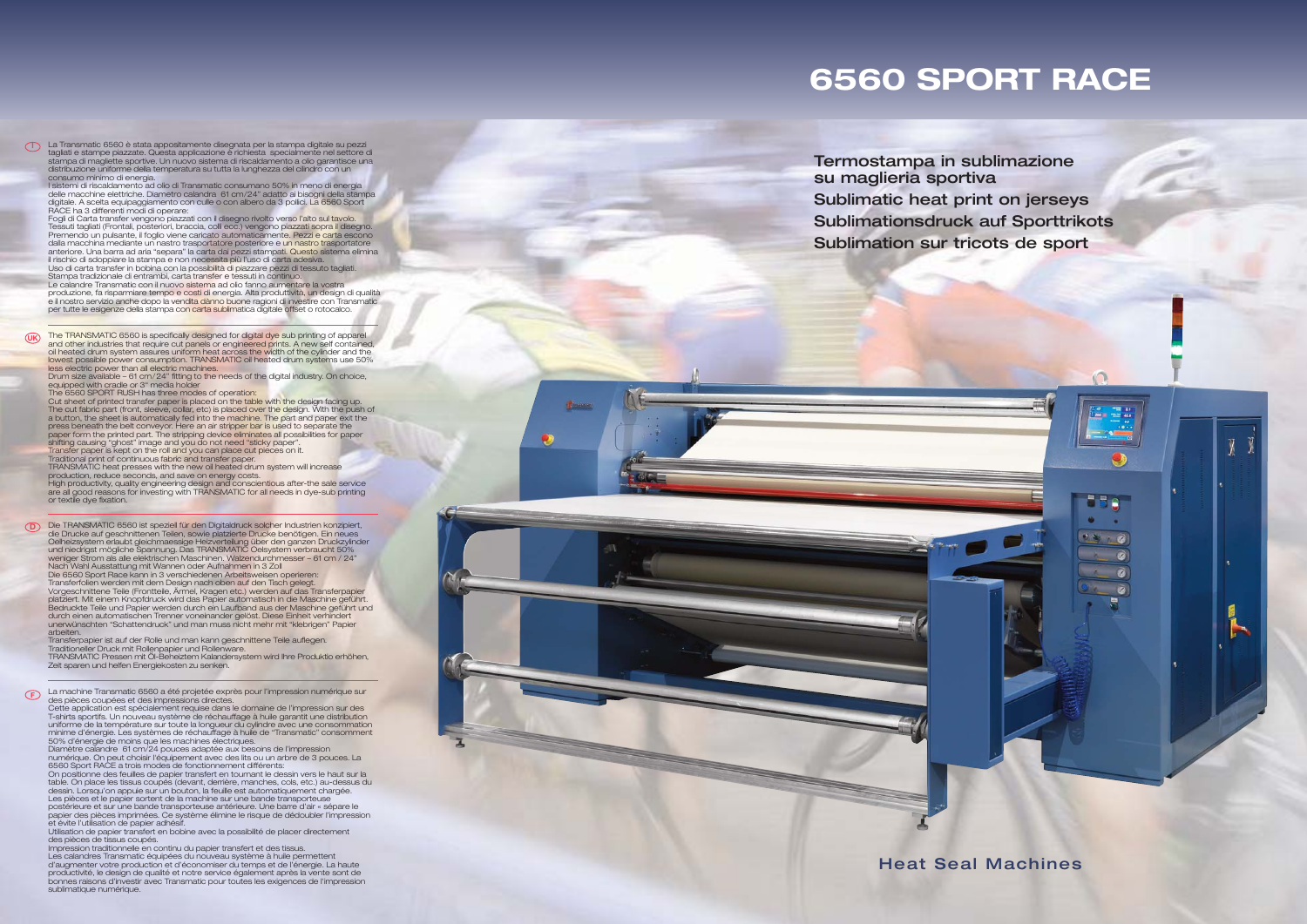# 6560 SPORT RACE

**Termostampa in sublimazione su maglieria sportiva**
**Sublimatic heat print on jerseys**
**Sublimationsdruck auf Sporttrikots**
**Sublimation sur tricots de sport**

**I**

La Transmatic 6560 è stata appositamente disegnata per la stampa digitale su pezzi tagliati e stampe piazzate. Questa applicazione è richiesta specialmente nel settore di stampa di magliette sportive. Un nuovo sistema di riscaldamento a olio garantisce una distribuzione uniforme della temperatura su tutta la lunghezza del cilindro con un consumo minimo di energia.
I sistemi di riscaldamento ad olio di Transmatic consumano 50% in meno di energia delle macchine elettriche. Diametro calandra 61 cm/24" adatto ai bisogni della stampa digitale. A scelta equipaggiamento con culle o con albero da 3 pollici. La 6560 Sport RACE ha 3 differenti modi di operare:
Fogli di Carta transfer vengono piazzati con il disegno rivolto verso l'alto sul tavolo. Tessuti tagliati (Frontali, posteriori, braccia, colli ecc.) vengono piazzati sopra il disegno. Premendo un pulsante, il foglio viene caricato automaticamente. Pezzi e carta escono dalla macchina mediante un nastro trasportatore posteriore e un nastro trasportatore anteriore. Una barra ad aria "separa" la carta dai pezzi stampati. Questo sistema elimina il rischio di sdoppiare la stampa e non necessita più l'uso di carta adesiva.
Uso di carta transfer in bobina con la possibilità di piazzare pezzi di tessuto tagliati.
Stampa tradizionale di entrambi, carta transfer e tessuti in continuo.
Le calandre Transmatic con il nuovo sistema ad olio fanno aumentare la vostra produzione, fa risparmiare tempo e costi di energia. Alta produttività, un design di qualità e il nostro servizio anche dopo la vendita danno buone ragioni di investire con Transmatic per tutte le esigenze della stampa con carta sublimatica digitale offset o rotocalco.

**UK**

The TRANSMATIC 6560 is specifically designed for digital dye sub printing of apparel and other industries that require cut panels or engineered prints. A new self contained, oil heated drum system assures uniform heat across the width of the cylinder and the lowest possible power consumption. TRANSMATIC oil heated drum systems use 50% less electric power than all electric machines.
Drum size avilable – 61 cm/24" fitting to the needs of the digital industry. On choice, equipped with cradle or 3" media holder
The 6560 SPORT RUSH has three modes of operation:
Cut sheet of printed transfer paper is placed on the table with the design facing up. The cut fabric part (front, sleeve, collar, etc) is placed over the design. With the push of a button, the sheet is automatically fed into the machine. The part and paper exit the press beneath the belt conveyor. Here an air stripper bar is used to separate the paper form the printed part. The stripping device eliminates all possibilities for paper shifting causing "ghost" image and you do not need "sticky paper".
Transfer paper is kept on the roll and you can place cut pieces on it.
Traditional print of continuous fabric and transfer paper.
TRANSMATIC heat presses with the new oil heated drum system will increase production, reduce seconds, and save on energy costs.
High productivity, quality engineering design and conscientious after-the sale service are all good reasons for investing with TRANSMATIC for all needs in dye-sub printing or textile dye fixation.

**D**

Die TRANSMATIC 6560 ist speziell für den Digitaldruck solcher Industrien konzipiert, die Drucke auf geschnittenen Teilen, sowie platzierte Drucke benötigen. Ein neues Oelheizsystem erlaubt gleichmaessige Heizverteilung über den ganzen Druckzylinder und niedrigst mögliche Spannung. Das TRANSMATIC Oelsystem verbraucht 50% weniger Strom als alle elektrischen Maschinen. Walzendurchmesser – 61 cm / 24" Nach Wahl Ausstattung mit Wannen oder Aufnahmen in 3 Zoll
Die 6560 Sport Race kann in 3 verschiedenen Arbeitsweisen operieren:
Transferfolien werden mit dem Design nach oben auf den Tisch gelegt.
Vorgeschnittene Teile (Frontteile, Ärmel, Kragen etc.) werden auf das Transferpapier platziert. Mit einem Knopfdruck wird das Papier automatisch in die Maschine geführt. Bedruckte Teile und Papier werden durch ein Laufband aus der Maschine geführt und durch einen automatischen Trenner voneinander gelöst. Diese Einheit verhindert unerwünschten "Schattendruck" und man muss nicht mehr mit "klebrigen" Papier arbeiten.
Transferpapier ist auf der Rolle und man kann geschnittene Teile auflegen.
Traditioneller Druck mit Rollenpapier und Rollenware.
TRANSMATIC Pressen mit Öl-Beheiztem Kalandersystem wird Ihre Produktio erhöhen, Zeit sparen und helfen Energiekosten zu senken.

**F**

La machine Transmatic 6560 a été projetée exprès pour l'impression numérique sur des pièces coupées et des impressions directes.
Cette application est spécialement requise dans le domaine de l'impression sur des T-shirts sportifs. Un nouveau système de réchauffage à huile garantit une distribution uniforme de la température sur toute la longueur du cylindre avec une consommation minime d'énergie. Les systèmes de réchauffage à huile de "Transmatic" consomment 50% d'énergie de moins que les machines électriques.
Diamètre calandre 61 cm/24 pouces adaptée aux besoins de l'impression numérique. On peut choisir l'équipement avec des lits ou un arbre de 3 pouces. La 6560 Sport RACE a trois modes de fonctionnement différents:
On positionne des feuilles de papier transfert en tournant le dessin vers le haut sur la table. On place les tissus coupés (devant, derrière, manches, cols, etc.) au-dessus du dessin. Lorsqu'on appuie sur un bouton, la feuille est automatiquement chargée.
Les pièces et le papier sortent de la machine sur une bande transporteuse postérieure et sur une bande transporteuse antérieure. Une barre d'air « sépare le papier des pièces imprimées. Ce système élimine le risque de dédoubler l'impression et évite l'utilisation de papier adhésif.
Utilisation de papier transfert en bobine avec la possibilité de placer directement des pièces de tissus coupés.
Impression traditionnelle en continu du papier transfert et des tissus.
Les calandres Transmatic équipées du nouveau système à huile permettent d'augmenter votre production et d'économiser du temps et de l'énergie. La haute productivité, le design de qualité et notre service également après la vente sont de bonnes raisons d'investir avec Transmatic pour toutes les exigences de l'impression sublimatique numérique.

Heat Seal Machines